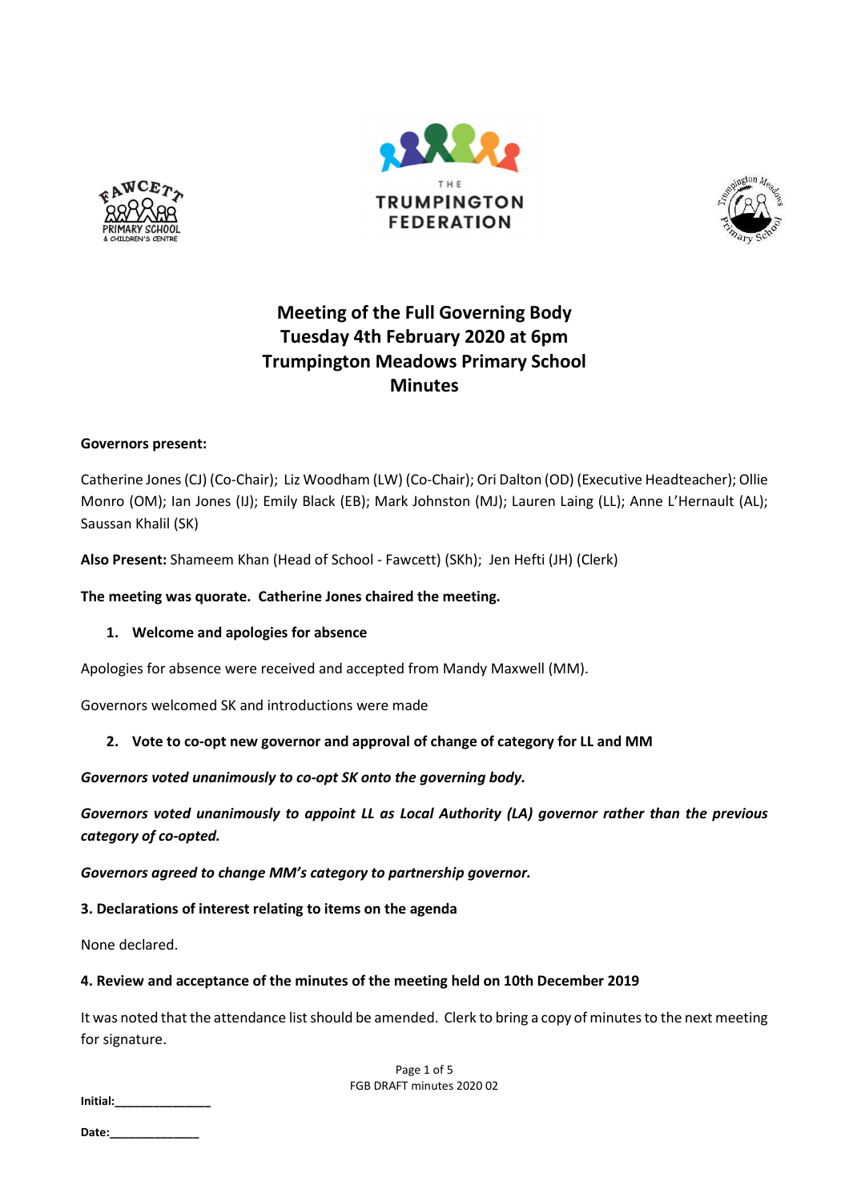# Meeting of the Full Governing Body
# Tuesday 4th February 2020 at 6pm
# Trumpington Meadows Primary School
# Minutes

**Governors present:**

Catherine Jones (CJ) (Co-Chair); Liz Woodham (LW) (Co-Chair); Ori Dalton (OD) (Executive Headteacher); Ollie Monro (OM); Ian Jones (IJ); Emily Black (EB); Mark Johnston (MJ); Lauren Laing (LL); Anne L'Hernault (AL); Saussan Khalil (SK)

**Also Present:** Shameem Khan (Head of School - Fawcett) (SKh); Jen Hefti (JH) (Clerk)

**The meeting was quorate. Catherine Jones chaired the meeting.**

1. **Welcome and apologies for absence**

Apologies for absence were received and accepted from Mandy Maxwell (MM).

Governors welcomed SK and introductions were made

2. **Vote to co-opt new governor and approval of change of category for LL and MM**

***Governors voted unanimously to co-opt SK onto the governing body.***

***Governors voted unanimously to appoint LL as Local Authority (LA) governor rather than the previous category of co-opted.***

***Governors agreed to change MM's category to partnership governor.***

**3. Declarations of interest relating to items on the agenda**

None declared.

**4. Review and acceptance of the minutes of the meeting held on 10th December 2019**

It was noted that the attendance list should be amended. Clerk to bring a copy of minutes to the next meeting for signature.

**Initial:**_______________

**Date:**______________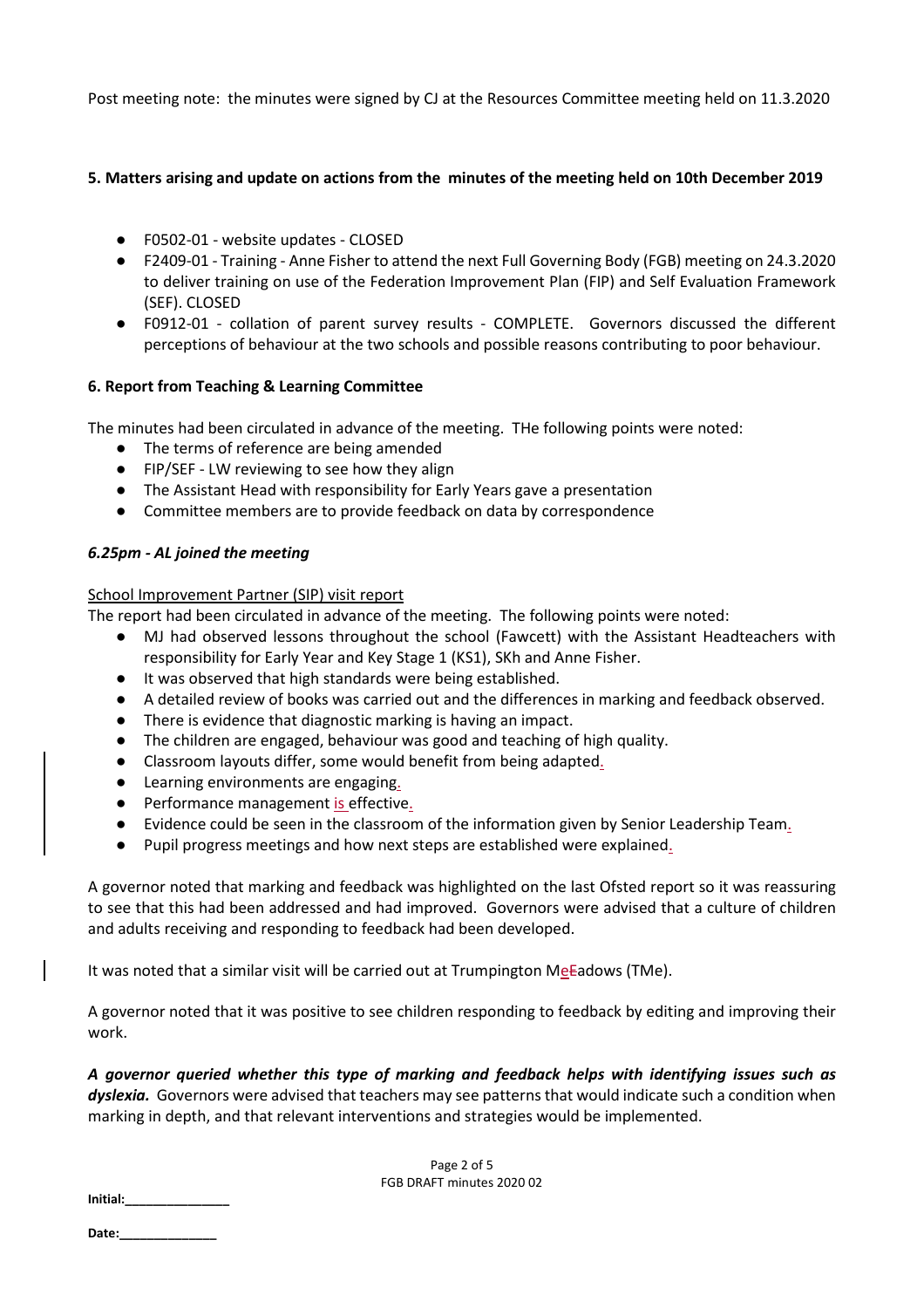Post meeting note: the minutes were signed by CJ at the Resources Committee meeting held on 11.3.2020

**5. Matters arising and update on actions from the minutes of the meeting held on 10th December 2019**

- F0502-01 - website updates - CLOSED
- F2409-01 - Training - Anne Fisher to attend the next Full Governing Body (FGB) meeting on 24.3.2020 to deliver training on use of the Federation Improvement Plan (FIP) and Self Evaluation Framework (SEF). CLOSED
- F0912-01 - collation of parent survey results - COMPLETE. Governors discussed the different perceptions of behaviour at the two schools and possible reasons contributing to poor behaviour.

**6. Report from Teaching & Learning Committee**

The minutes had been circulated in advance of the meeting. THe following points were noted:

- The terms of reference are being amended
- FIP/SEF - LW reviewing to see how they align
- The Assistant Head with responsibility for Early Years gave a presentation
- Committee members are to provide feedback on data by correspondence

***6.25pm - AL joined the meeting***

School Improvement Partner (SIP) visit report

The report had been circulated in advance of the meeting. The following points were noted:

- MJ had observed lessons throughout the school (Fawcett) with the Assistant Headteachers with responsibility for Early Year and Key Stage 1 (KS1), SKh and Anne Fisher.
- It was observed that high standards were being established.
- A detailed review of books was carried out and the differences in marking and feedback observed.
- There is evidence that diagnostic marking is having an impact.
- The children are engaged, behaviour was good and teaching of high quality.
- Classroom layouts differ, some would benefit from being adapted.
- Learning environments are engaging.
- Performance management is effective.
- Evidence could be seen in the classroom of the information given by Senior Leadership Team.
- Pupil progress meetings and how next steps are established were explained.

A governor noted that marking and feedback was highlighted on the last Ofsted report so it was reassuring to see that this had been addressed and had improved. Governors were advised that a culture of children and adults receiving and responding to feedback had been developed.

It was noted that a similar visit will be carried out at Trumpington MeEadows (TMe).

A governor noted that it was positive to see children responding to feedback by editing and improving their work.

***A governor queried whether this type of marking and feedback helps with identifying issues such as dyslexia.*** Governors were advised that teachers may see patterns that would indicate such a condition when marking in depth, and that relevant interventions and strategies would be implemented.

Initial:_______________

Date:______________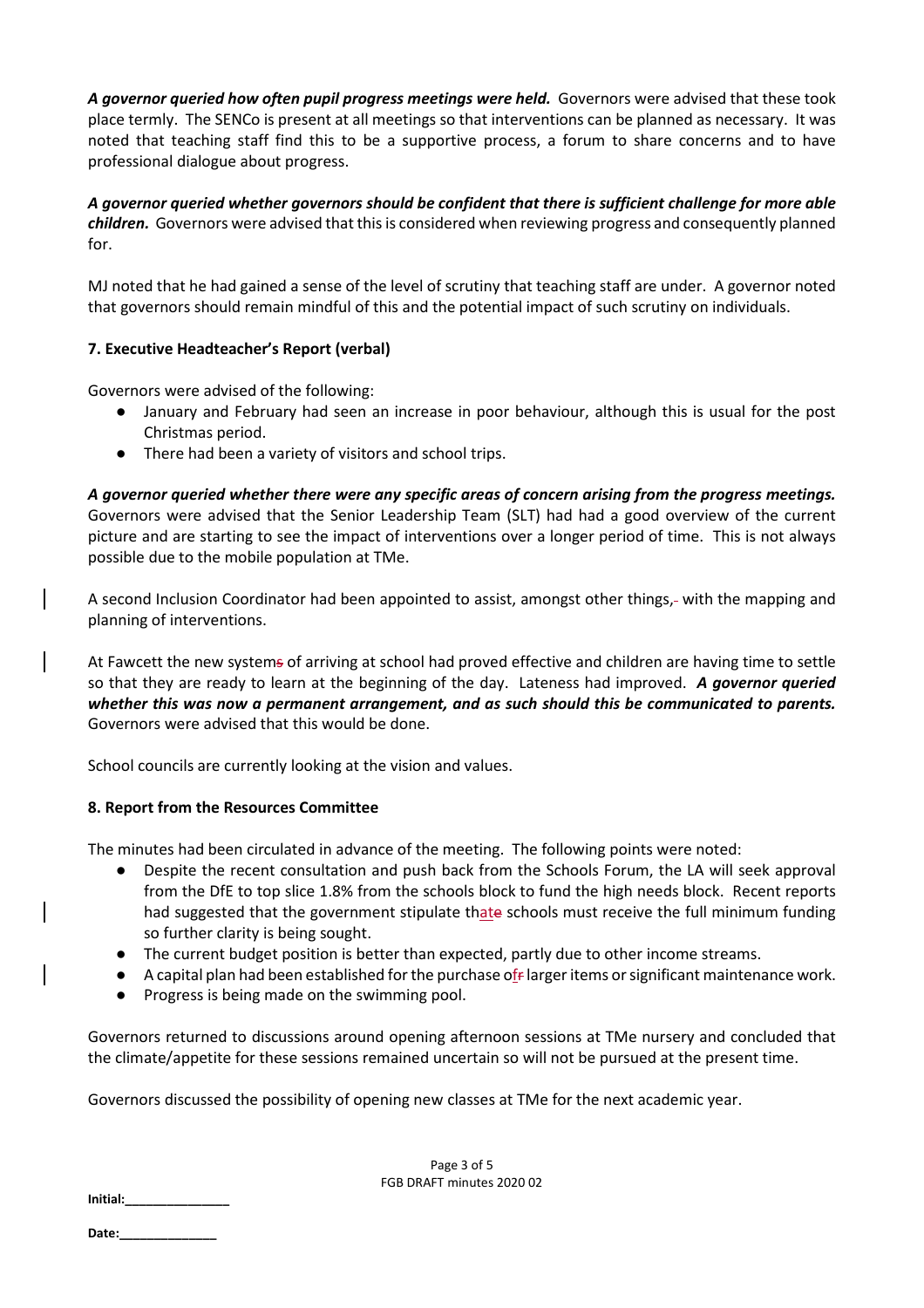***A governor queried how often pupil progress meetings were held.*** Governors were advised that these took place termly. The SENCo is present at all meetings so that interventions can be planned as necessary. It was noted that teaching staff find this to be a supportive process, a forum to share concerns and to have professional dialogue about progress.

***A governor queried whether governors should be confident that there is sufficient challenge for more able children.*** Governors were advised that this is considered when reviewing progress and consequently planned for.

MJ noted that he had gained a sense of the level of scrutiny that teaching staff are under. A governor noted that governors should remain mindful of this and the potential impact of such scrutiny on individuals.

### 7. Executive Headteacher's Report (verbal)

Governors were advised of the following:

- January and February had seen an increase in poor behaviour, although this is usual for the post Christmas period.
- There had been a variety of visitors and school trips.

***A governor queried whether there were any specific areas of concern arising from the progress meetings.*** Governors were advised that the Senior Leadership Team (SLT) had had a good overview of the current picture and are starting to see the impact of interventions over a longer period of time. This is not always possible due to the mobile population at TMe.

A second Inclusion Coordinator had been appointed to assist, amongst other things, with the mapping and planning of interventions.

At Fawcett the new system of arriving at school had proved effective and children are having time to settle so that they are ready to learn at the beginning of the day. Lateness had improved. ***A governor queried whether this was now a permanent arrangement, and as such should this be communicated to parents.*** Governors were advised that this would be done.

School councils are currently looking at the vision and values.

### 8. Report from the Resources Committee

The minutes had been circulated in advance of the meeting. The following points were noted:

- Despite the recent consultation and push back from the Schools Forum, the LA will seek approval from the DfE to top slice 1.8% from the schools block to fund the high needs block. Recent reports had suggested that the government stipulate that schools must receive the full minimum funding so further clarity is being sought.
- The current budget position is better than expected, partly due to other income streams.
- A capital plan had been established for the purchase of larger items or significant maintenance work.
- Progress is being made on the swimming pool.

Governors returned to discussions around opening afternoon sessions at TMe nursery and concluded that the climate/appetite for these sessions remained uncertain so will not be pursued at the present time.

Governors discussed the possibility of opening new classes at TMe for the next academic year.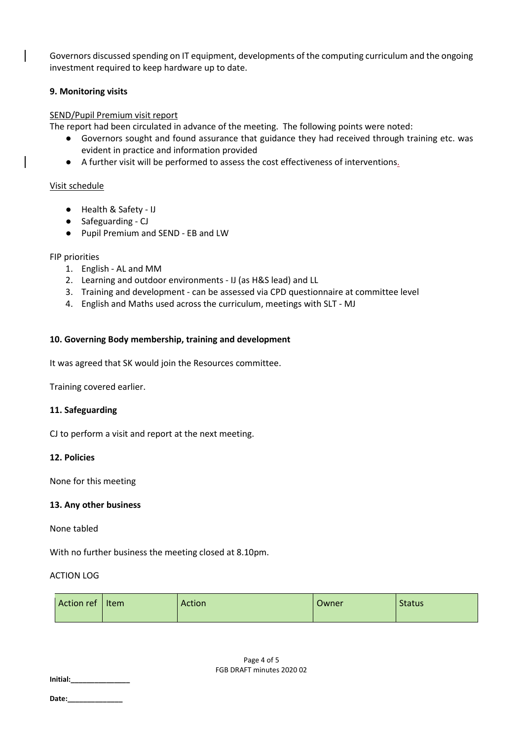Governors discussed spending on IT equipment, developments of the computing curriculum and the ongoing investment required to keep hardware up to date.

**9. Monitoring visits**

SEND/Pupil Premium visit report

The report had been circulated in advance of the meeting. The following points were noted:

- Governors sought and found assurance that guidance they had received through training etc. was evident in practice and information provided
- A further visit will be performed to assess the cost effectiveness of interventions.

Visit schedule

- Health & Safety - IJ
- Safeguarding - CJ
- Pupil Premium and SEND - EB and LW

FIP priorities

1. English - AL and MM
2. Learning and outdoor environments - IJ (as H&S lead) and LL
3. Training and development - can be assessed via CPD questionnaire at committee level
4. English and Maths used across the curriculum, meetings with SLT - MJ

**10. Governing Body membership, training and development**

It was agreed that SK would join the Resources committee.

Training covered earlier.

**11. Safeguarding**

CJ to perform a visit and report at the next meeting.

**12. Policies**

None for this meeting

**13. Any other business**

None tabled

With no further business the meeting closed at 8.10pm.

ACTION LOG

| Action ref | Item | Action | Owner | Status |
| --- | --- | --- | --- | --- |

FGB DRAFT minutes 2020 02

**Initial:**______________

**Date:**_____________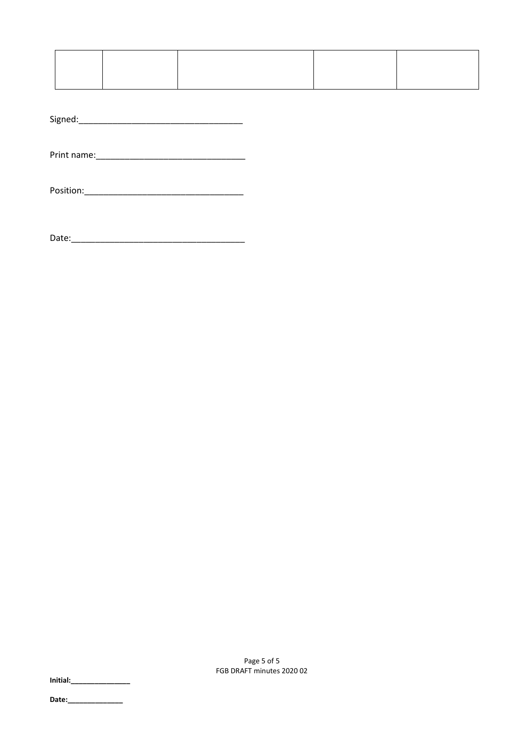| | | | | |
|---|---|---|---|---|
| | | | | |

Signed:_________________________________

Print name:______________________________

Position:________________________________

Date:___________________________________

**Initial:**_______________

**Date:**______________